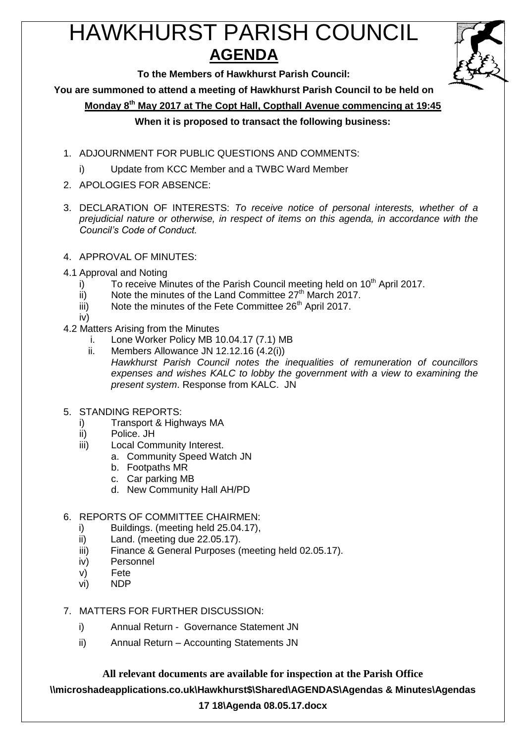# HAWKHURST PARISH COUNCIL

## AGENDA

**To the Members of Hawkhurst Parish Council:**

**You are summoned to attend a meeting of Hawkhurst Parish Council to be held on**

**Monday 8th May 2017 at The Copt Hall, Copthall Avenue commencing at 19:45**

**When it is proposed to transact the following business:**

1. ADJOURNMENT FOR PUBLIC QUESTIONS AND COMMENTS:
   i) Update from KCC Member and a TWBC Ward Member

2. APOLOGIES FOR ABSENCE:

3. DECLARATION OF INTERESTS: *To receive notice of personal interests, whether of a prejudicial nature or otherwise, in respect of items on this agenda, in accordance with the Council's Code of Conduct.*

4. APPROVAL OF MINUTES:

4.1 Approval and Noting
   i) To receive Minutes of the Parish Council meeting held on 10th April 2017.
   ii) Note the minutes of the Land Committee 27th March 2017.
   iii) Note the minutes of the Fete Committee 26th April 2017.
   iv)

4.2 Matters Arising from the Minutes
   i. Lone Worker Policy MB 10.04.17 (7.1) MB
   ii. Members Allowance JN 12.12.16 (4.2(i))
   *Hawkhurst Parish Council notes the inequalities of remuneration of councillors expenses and wishes KALC to lobby the government with a view to examining the present system*. Response from KALC. JN

5. STANDING REPORTS:
   i) Transport & Highways MA
   ii) Police. JH
   iii) Local Community Interest.
      a. Community Speed Watch JN
      b. Footpaths MR
      c. Car parking MB
      d. New Community Hall AH/PD

6. REPORTS OF COMMITTEE CHAIRMEN:
   i) Buildings. (meeting held 25.04.17),
   ii) Land. (meeting due 22.05.17).
   iii) Finance & General Purposes (meeting held 02.05.17).
   iv) Personnel
   v) Fete
   vi) NDP

7. MATTERS FOR FURTHER DISCUSSION:
   i) Annual Return - Governance Statement JN
   ii) Annual Return – Accounting Statements JN

**All relevant documents are available for inspection at the Parish Office**

**\\microshadeapplications.co.uk\Hawkhurst$\Shared\AGENDAS\Agendas & Minutes\Agendas 17 18\Agenda 08.05.17.docx**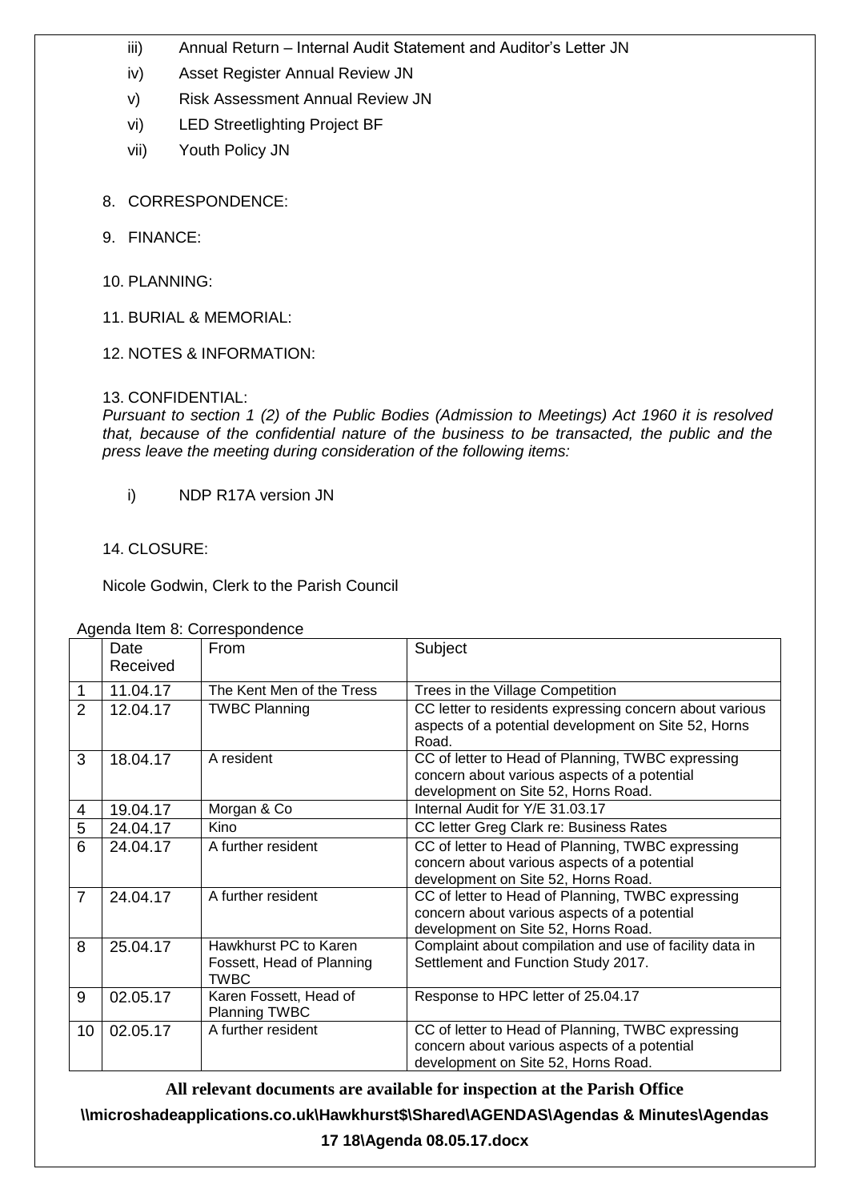iii) Annual Return – Internal Audit Statement and Auditor's Letter JN

iv) Asset Register Annual Review JN

v) Risk Assessment Annual Review JN

vi) LED Streetlighting Project BF

vii) Youth Policy JN

8. CORRESPONDENCE:

9. FINANCE:

10. PLANNING:

11. BURIAL & MEMORIAL:

12. NOTES & INFORMATION:

13. CONFIDENTIAL:

*Pursuant to section 1 (2) of the Public Bodies (Admission to Meetings) Act 1960 it is resolved that, because of the confidential nature of the business to be transacted, the public and the press leave the meeting during consideration of the following items:*

i) NDP R17A version JN

14. CLOSURE:

Nicole Godwin, Clerk to the Parish Council

Agenda Item 8: Correspondence

| | Date Received | From | Subject |
|---|---|---|---|
| 1 | 11.04.17 | The Kent Men of the Tress | Trees in the Village Competition |
| 2 | 12.04.17 | TWBC Planning | CC letter to residents expressing concern about various aspects of a potential development on Site 52, Horns Road. |
| 3 | 18.04.17 | A resident | CC of letter to Head of Planning, TWBC expressing concern about various aspects of a potential development on Site 52, Horns Road. |
| 4 | 19.04.17 | Morgan & Co | Internal Audit for Y/E 31.03.17 |
| 5 | 24.04.17 | Kino | CC letter Greg Clark re: Business Rates |
| 6 | 24.04.17 | A further resident | CC of letter to Head of Planning, TWBC expressing concern about various aspects of a potential development on Site 52, Horns Road. |
| 7 | 24.04.17 | A further resident | CC of letter to Head of Planning, TWBC expressing concern about various aspects of a potential development on Site 52, Horns Road. |
| 8 | 25.04.17 | Hawkhurst PC to Karen Fossett, Head of Planning TWBC | Complaint about compilation and use of facility data in Settlement and Function Study 2017. |
| 9 | 02.05.17 | Karen Fossett, Head of Planning TWBC | Response to HPC letter of 25.04.17 |
| 10 | 02.05.17 | A further resident | CC of letter to Head of Planning, TWBC expressing concern about various aspects of a potential development on Site 52, Horns Road. |

**All relevant documents are available for inspection at the Parish Office**

**\\microshadeapplications.co.uk\Hawkhurst$\Shared\AGENDAS\Agendas & Minutes\Agendas 17 18\Agenda 08.05.17.docx**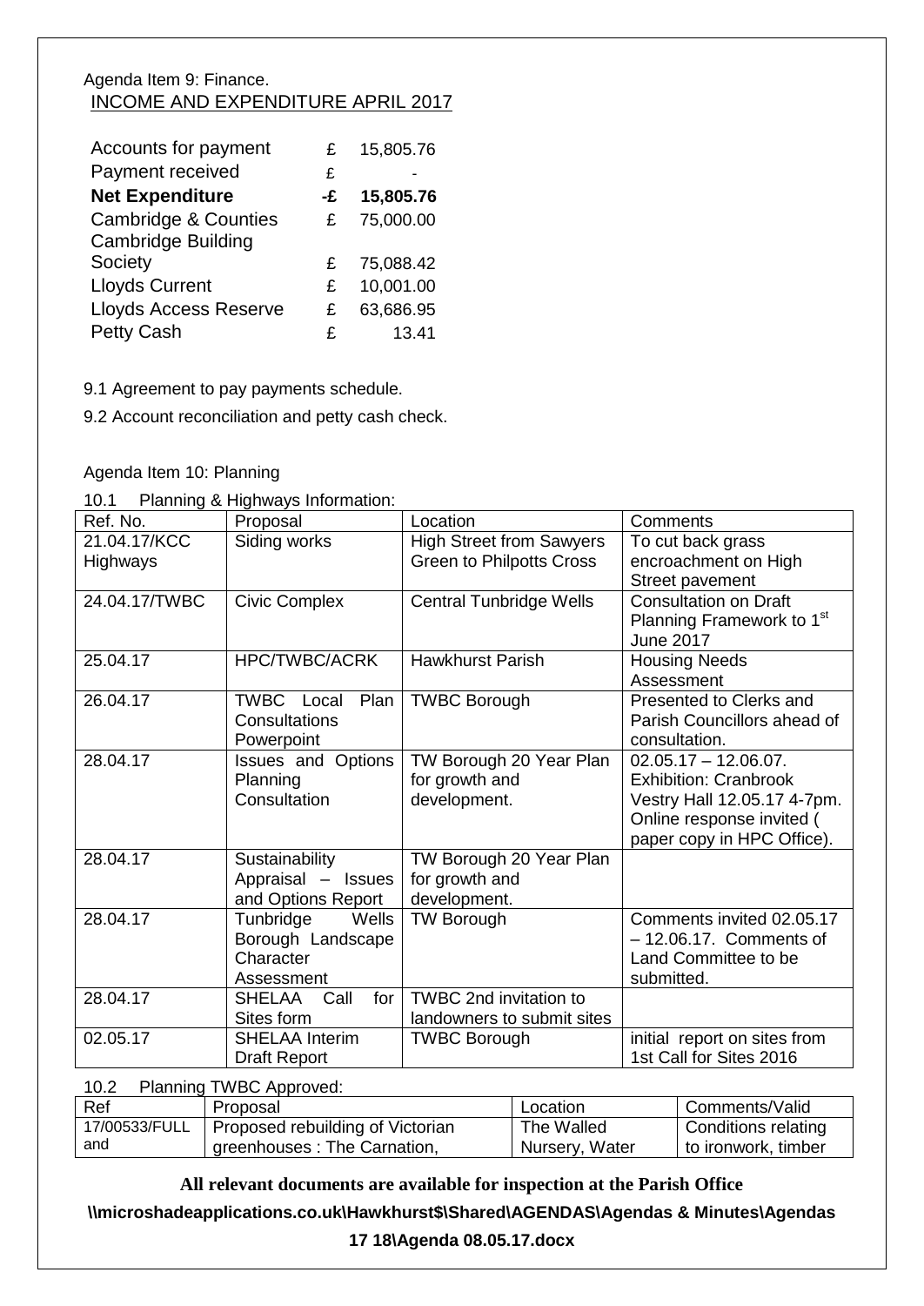Agenda Item 9: Finance.

INCOME AND EXPENDITURE APRIL 2017

| | | |
|---|---|---|
| Accounts for payment | £ | 15,805.76 |
| Payment received | £ | - |
| **Net Expenditure** | **-£** | **15,805.76** |
| Cambridge & Counties | £ | 75,000.00 |
| Cambridge Building Society | £ | 75,088.42 |
| Lloyds Current | £ | 10,001.00 |
| Lloyds Access Reserve | £ | 63,686.95 |
| Petty Cash | £ | 13.41 |

9.1 Agreement to pay payments schedule.

9.2 Account reconciliation and petty cash check.

Agenda Item 10: Planning

10.1 Planning & Highways Information:

| Ref. No. | Proposal | Location | Comments |
|---|---|---|---|
| 21.04.17/KCC Highways | Siding works | High Street from Sawyers Green to Philpotts Cross | To cut back grass encroachment on High Street pavement |
| 24.04.17/TWBC | Civic Complex | Central Tunbridge Wells | Consultation on Draft Planning Framework to 1st June 2017 |
| 25.04.17 | HPC/TWBC/ACRK | Hawkhurst Parish | Housing Needs Assessment |
| 26.04.17 | TWBC Local Plan Consultations Powerpoint | TWBC Borough | Presented to Clerks and Parish Councillors ahead of consultation. |
| 28.04.17 | Issues and Options Planning Consultation | TW Borough 20 Year Plan for growth and development. | 02.05.17 – 12.06.07. Exhibition: Cranbrook Vestry Hall 12.05.17 4-7pm. Online response invited ( paper copy in HPC Office). |
| 28.04.17 | Sustainability Appraisal – Issues and Options Report | TW Borough 20 Year Plan for growth and development. | |
| 28.04.17 | Tunbridge Wells Borough Landscape Character Assessment | TW Borough | Comments invited 02.05.17 – 12.06.17. Comments of Land Committee to be submitted. |
| 28.04.17 | SHELAA Call for Sites form | TWBC 2nd invitation to landowners to submit sites | |
| 02.05.17 | SHELAA Interim Draft Report | TWBC Borough | initial report on sites from 1st Call for Sites 2016 |

10.2 Planning TWBC Approved:

| Ref | Proposal | Location | Comments/Valid |
|---|---|---|---|
| 17/00533/FULL and | Proposed rebuilding of Victorian greenhouses : The Carnation, | The Walled Nursery, Water | Conditions relating to ironwork, timber |

**All relevant documents are available for inspection at the Parish Office**

**\\microshadeapplications.co.uk\Hawkhurst$\Shared\AGENDAS\Agendas & Minutes\Agendas 17 18\Agenda 08.05.17.docx**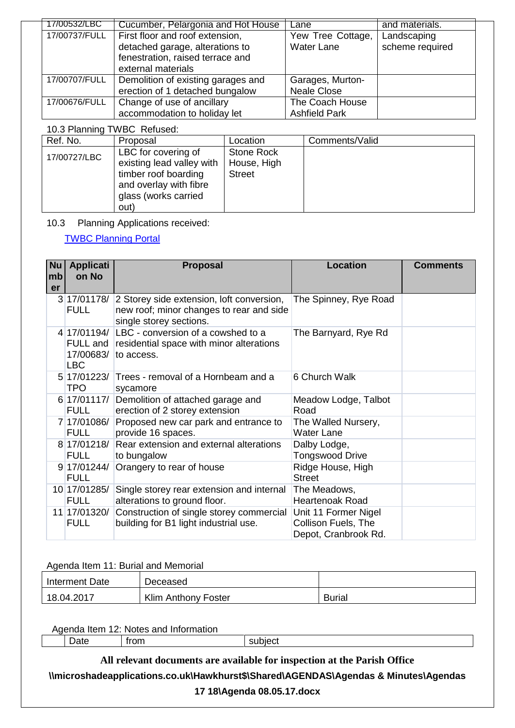| 17/00532/LBC | Cucumber, Pelargonia and Hot House | Lane | and materials. |
|---|---|---|---|
| 17/00737/FULL | First floor and roof extension, detached garage, alterations to fenestration, raised terrace and external materials | Yew Tree Cottage, Water Lane | Landscaping scheme required |
| 17/00707/FULL | Demolition of existing garages and erection of 1 detached bungalow | Garages, Murton-Neale Close | |
| 17/00676/FULL | Change of use of ancillary accommodation to holiday let | The Coach House Ashfield Park | |

10.3 Planning TWBC Refused:

| Ref. No. | Proposal | Location | Comments/Valid |
|---|---|---|---|
| 17/00727/LBC | LBC for covering of existing lead valley with timber roof boarding and overlay with fibre glass (works carried out) | Stone Rock House, High Street | |

10.3 Planning Applications received:

TWBC Planning Portal

| Number | Application No | Proposal | Location | Comments |
|---|---|---|---|---|
| 3 | 17/01178/FULL | 2 Storey side extension, loft conversion, new roof; minor changes to rear and side single storey sections. | The Spinney, Rye Road | |
| 4 | 17/01194/FULL and 17/00683/LBC | LBC - conversion of a cowshed to a residential space with minor alterations to access. | The Barnyard, Rye Rd | |
| 5 | 17/01223/TPO | Trees - removal of a Hornbeam and a sycamore | 6 Church Walk | |
| 6 | 17/01117/FULL | Demolition of attached garage and erection of 2 storey extension | Meadow Lodge, Talbot Road | |
| 7 | 17/01086/FULL | Proposed new car park and entrance to provide 16 spaces. | The Walled Nursery, Water Lane | |
| 8 | 17/01218/FULL | Rear extension and external alterations to bungalow | Dalby Lodge, Tongswood Drive | |
| 9 | 17/01244/FULL | Orangery to rear of house | Ridge House, High Street | |
| 10 | 17/01285/FULL | Single storey rear extension and internal alterations to ground floor. | The Meadows, Heartenoak Road | |
| 11 | 17/01320/FULL | Construction of single storey commercial building for B1 light industrial use. | Unit 11 Former Nigel Collison Fuels, The Depot, Cranbrook Rd. | |

Agenda Item 11: Burial and Memorial

| Interment Date | Deceased | |
|---|---|---|
| 18.04.2017 | Klim Anthony Foster | Burial |

Agenda Item 12: Notes and Information

| | Date | from | subject |
|---|---|---|---|

**All relevant documents are available for inspection at the Parish Office**

**\\microshadeapplications.co.uk\Hawkhurst$\Shared\AGENDAS\Agendas & Minutes\Agendas 17 18\Agenda 08.05.17.docx**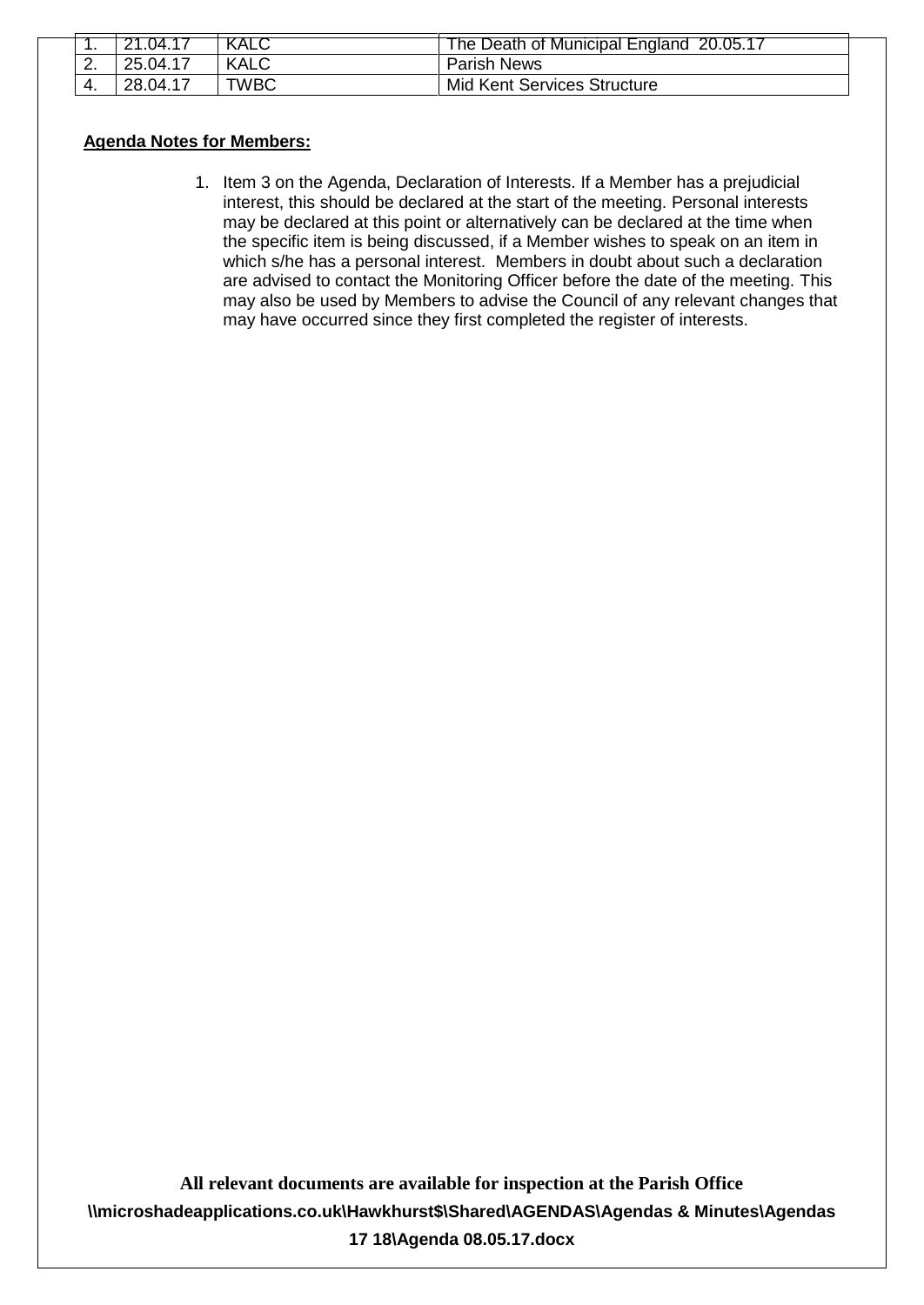| | | | |
|---|---|---|---|
| 1. | 21.04.17 | KALC | The Death of Municipal England 20.05.17 |
| 2. | 25.04.17 | KALC | Parish News |
| 4. | 28.04.17 | TWBC | Mid Kent Services Structure |

**Agenda Notes for Members:**

1. Item 3 on the Agenda, Declaration of Interests. If a Member has a prejudicial interest, this should be declared at the start of the meeting. Personal interests may be declared at this point or alternatively can be declared at the time when the specific item is being discussed, if a Member wishes to speak on an item in which s/he has a personal interest. Members in doubt about such a declaration are advised to contact the Monitoring Officer before the date of the meeting. This may also be used by Members to advise the Council of any relevant changes that may have occurred since they first completed the register of interests.

**All relevant documents are available for inspection at the Parish Office**

**\\microshadeapplications.co.uk\Hawkhurst$\Shared\AGENDAS\Agendas & Minutes\Agendas 17 18\Agenda 08.05.17.docx**